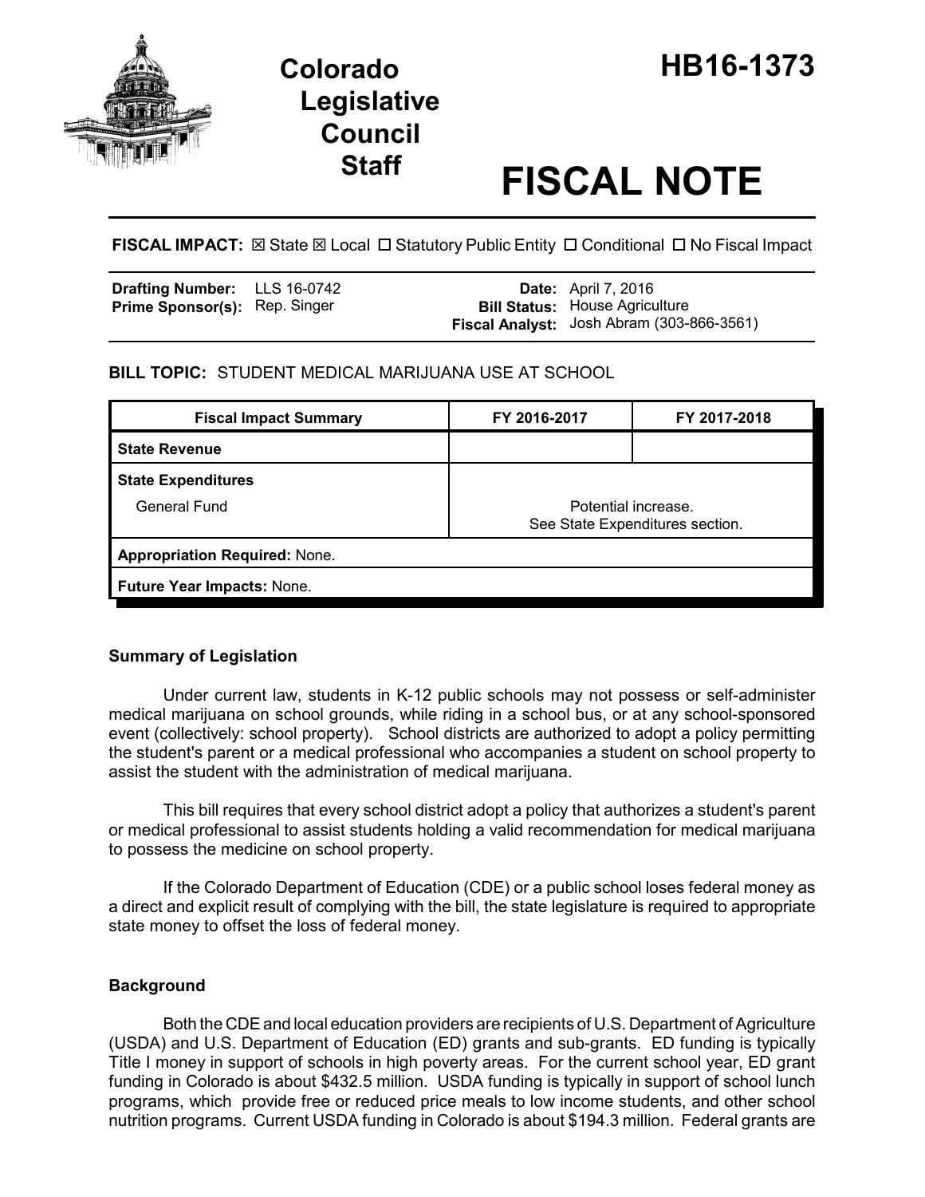# Colorado Legislative Council Staff

# HB16-1373

# FISCAL NOTE

**FISCAL IMPACT:** ☒ State ☒ Local ☐ Statutory Public Entity ☐ Conditional ☐ No Fiscal Impact

| | | | |
|---|---|---|---|
| **Drafting Number:** | LLS 16-0742 | **Date:** | April 7, 2016 |
| **Prime Sponsor(s):** | Rep. Singer | **Bill Status:** | House Agriculture |
| | | **Fiscal Analyst:** | Josh Abram (303-866-3561) |

**BILL TOPIC:** STUDENT MEDICAL MARIJUANA USE AT SCHOOL

| Fiscal Impact Summary | FY 2016-2017 | FY 2017-2018 |
|---|---|---|
| **State Revenue** | | |
| **State Expenditures** | | |
| General Fund | Potential increase. See State Expenditures section. | |
| **Appropriation Required:** None. | | |
| **Future Year Impacts:** None. | | |

### Summary of Legislation

Under current law, students in K-12 public schools may not possess or self-administer medical marijuana on school grounds, while riding in a school bus, or at any school-sponsored event (collectively: school property). School districts are authorized to adopt a policy permitting the student's parent or a medical professional who accompanies a student on school property to assist the student with the administration of medical marijuana.

This bill requires that every school district adopt a policy that authorizes a student's parent or medical professional to assist students holding a valid recommendation for medical marijuana to possess the medicine on school property.

If the Colorado Department of Education (CDE) or a public school loses federal money as a direct and explicit result of complying with the bill, the state legislature is required to appropriate state money to offset the loss of federal money.

### Background

Both the CDE and local education providers are recipients of U.S. Department of Agriculture (USDA) and U.S. Department of Education (ED) grants and sub-grants. ED funding is typically Title I money in support of schools in high poverty areas. For the current school year, ED grant funding in Colorado is about $432.5 million. USDA funding is typically in support of school lunch programs, which provide free or reduced price meals to low income students, and other school nutrition programs. Current USDA funding in Colorado is about $194.3 million. Federal grants are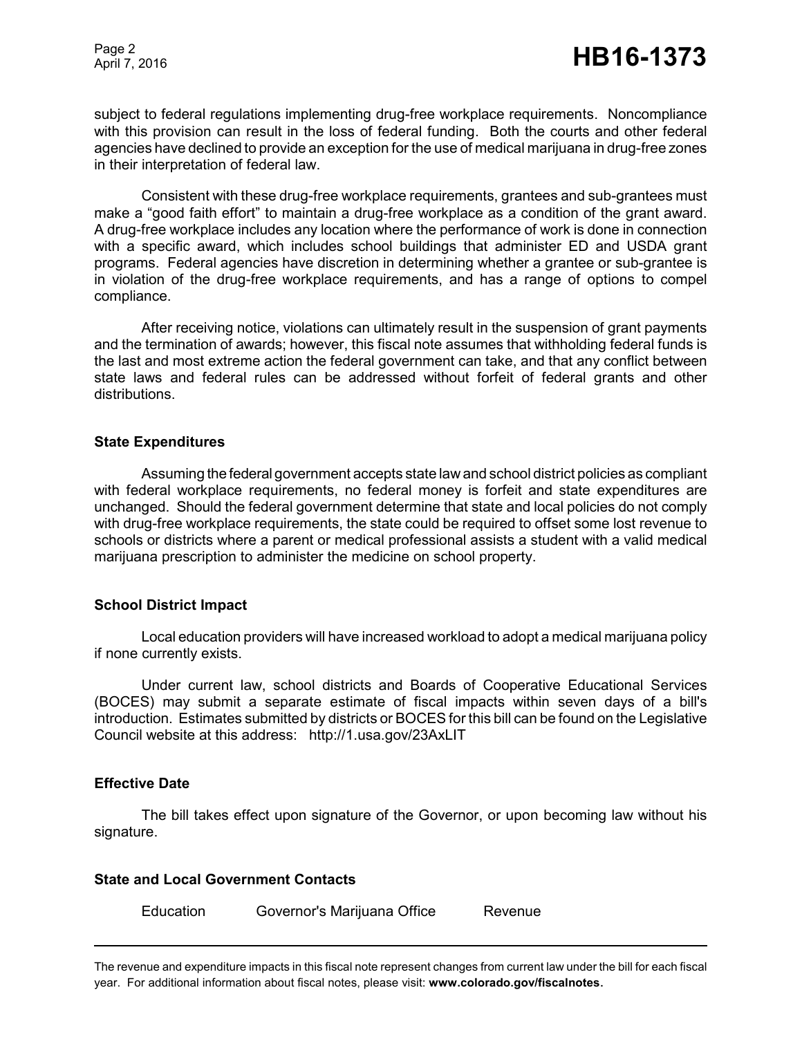subject to federal regulations implementing drug-free workplace requirements. Noncompliance with this provision can result in the loss of federal funding. Both the courts and other federal agencies have declined to provide an exception for the use of medical marijuana in drug-free zones in their interpretation of federal law.

Consistent with these drug-free workplace requirements, grantees and sub-grantees must make a "good faith effort" to maintain a drug-free workplace as a condition of the grant award. A drug-free workplace includes any location where the performance of work is done in connection with a specific award, which includes school buildings that administer ED and USDA grant programs. Federal agencies have discretion in determining whether a grantee or sub-grantee is in violation of the drug-free workplace requirements, and has a range of options to compel compliance.

After receiving notice, violations can ultimately result in the suspension of grant payments and the termination of awards; however, this fiscal note assumes that withholding federal funds is the last and most extreme action the federal government can take, and that any conflict between state laws and federal rules can be addressed without forfeit of federal grants and other distributions.

### State Expenditures

Assuming the federal government accepts state law and school district policies as compliant with federal workplace requirements, no federal money is forfeit and state expenditures are unchanged. Should the federal government determine that state and local policies do not comply with drug-free workplace requirements, the state could be required to offset some lost revenue to schools or districts where a parent or medical professional assists a student with a valid medical marijuana prescription to administer the medicine on school property.

### School District Impact

Local education providers will have increased workload to adopt a medical marijuana policy if none currently exists.

Under current law, school districts and Boards of Cooperative Educational Services (BOCES) may submit a separate estimate of fiscal impacts within seven days of a bill's introduction. Estimates submitted by districts or BOCES for this bill can be found on the Legislative Council website at this address: http://1.usa.gov/23AxLIT

### Effective Date

The bill takes effect upon signature of the Governor, or upon becoming law without his signature.

### State and Local Government Contacts

Education  Governor's Marijuana Office  Revenue

The revenue and expenditure impacts in this fiscal note represent changes from current law under the bill for each fiscal year. For additional information about fiscal notes, please visit: **www.colorado.gov/fiscalnotes.**